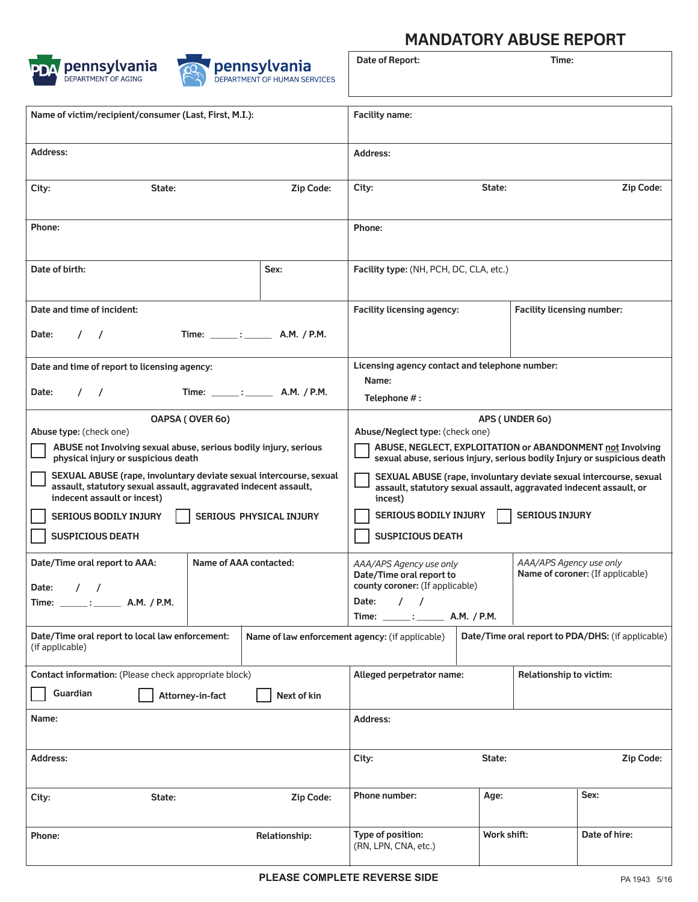# MANDATORY ABUSE REPORT

pennsylvania DEPARTMENT OF AGING

pennsylvania DEPARTMENT OF HUMAN SERVICES

| Date of Report: | Time: |
|---|---|
| | |

| Name of victim/recipient/consumer (Last, First, M.I.): | Facility name: |
|---|---|
| Address: | Address: |
| City: State: Zip Code: | City: State: Zip Code: |
| Phone: | Phone: |
| Date of birth: Sex: | Facility type: (NH, PCH, DC, CLA, etc.) |
| Date and time of incident: Date: / / Time: ____ : ____ A.M. / P.M. | Facility licensing agency: / Facility licensing number: |
| Date and time of report to licensing agency: Date: / / Time: ____ : ____ A.M. / P.M. | Licensing agency contact and telephone number: Name: Telephone # : |

| OAPSA ( OVER 60) | APS ( UNDER 60) |
|---|---|
| Abuse type: (check one) | Abuse/Neglect type: (check one) |
| ☐ ABUSE not Involving sexual abuse, serious bodily injury, serious physical injury or suspicious death | ☐ ABUSE, NEGLECT, EXPLOITATION or ABANDONMENT not Involving sexual abuse, serious injury, serious bodily Injury or suspicious death |
| ☐ SEXUAL ABUSE (rape, involuntary deviate sexual intercourse, sexual assault, statutory sexual assault, aggravated indecent assault, indecent assault or incest) | ☐ SEXUAL ABUSE (rape, involuntary deviate sexual intercourse, sexual assault, statutory sexual assault, aggravated indecent assault, or incest) |
| ☐ SERIOUS BODILY INJURY ☐ SERIOUS PHYSICAL INJURY | ☐ SERIOUS BODILY INJURY ☐ SERIOUS INJURY |
| ☐ SUSPICIOUS DEATH | ☐ SUSPICIOUS DEATH |

| Date/Time oral report to AAA: Date: / / Time: ____ : ____ A.M. / P.M. | Name of AAA contacted: | *AAA/APS Agency use only* Date/Time oral report to county coroner: (If applicable) Date: / / Time: ____ : ____ A.M. / P.M. | *AAA/APS Agency use only* Name of coroner: (If applicable) |
|---|---|---|---|

| Date/Time oral report to local law enforcement: (if applicable) | Name of law enforcement agency: (if applicable) | Date/Time oral report to PDA/DHS: (if applicable) |
|---|---|---|

| Contact information: (Please check appropriate block) ☐ Guardian ☐ Attorney-in-fact ☐ Next of kin | Alleged perpetrator name: / Relationship to victim: |
|---|---|
| Name: | Address: |
| Address: | City: State: Zip Code: |
| City: State: Zip Code: | Phone number: / Age: / Sex: |
| Phone: Relationship: | Type of position: (RN, LPN, CNA, etc.) / Work shift: / Date of hire: |

PLEASE COMPLETE REVERSE SIDE

PA 1943 5/16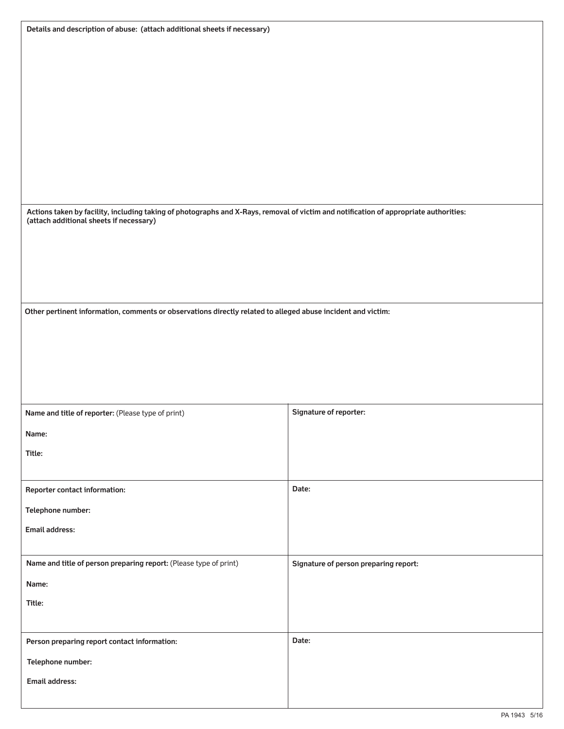**Details and description of abuse: (attach additional sheets if necessary)**

**Actions taken by facility, including taking of photographs and X-Rays, removal of victim and notification of appropriate authorities: (attach additional sheets if necessary)**

**Other pertinent information, comments or observations directly related to alleged abuse incident and victim:**

| | |
|---|---|
| **Name and title of reporter:** (Please type of print)<br><br>**Name:**<br><br>**Title:** | **Signature of reporter:** |
| **Reporter contact information:**<br><br>**Telephone number:**<br><br>**Email address:** | **Date:** |
| **Name and title of person preparing report:** (Please type of print)<br><br>**Name:**<br><br>**Title:** | **Signature of person preparing report:** |
| **Person preparing report contact information:**<br><br>**Telephone number:**<br><br>**Email address:** | **Date:** |

PA 1943 5/16